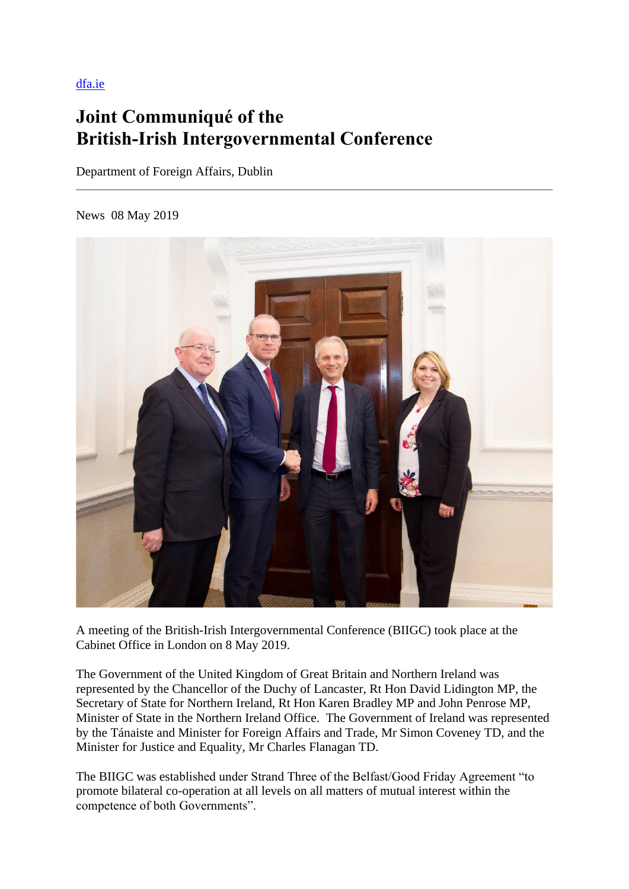dfa.ie

# Joint Communiqué of the British-Irish Intergovernmental Conference

Department of Foreign Affairs, Dublin

News 08 May 2019

A meeting of the British-Irish Intergovernmental Conference (BIIGC) took place at the Cabinet Office in London on 8 May 2019.

The Government of the United Kingdom of Great Britain and Northern Ireland was represented by the Chancellor of the Duchy of Lancaster, Rt Hon David Lidington MP, the Secretary of State for Northern Ireland, Rt Hon Karen Bradley MP and John Penrose MP, Minister of State in the Northern Ireland Office. The Government of Ireland was represented by the Tánaiste and Minister for Foreign Affairs and Trade, Mr Simon Coveney TD, and the Minister for Justice and Equality, Mr Charles Flanagan TD.

The BIIGC was established under Strand Three of the Belfast/Good Friday Agreement "to promote bilateral co-operation at all levels on all matters of mutual interest within the competence of both Governments".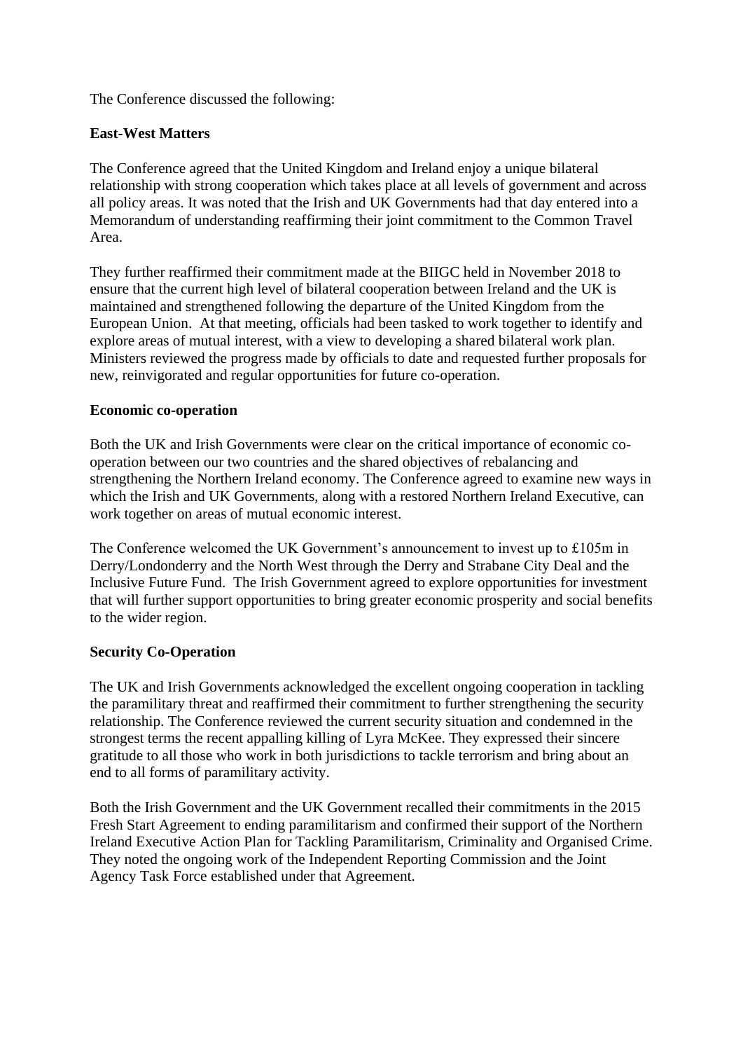The Conference discussed the following:

**East-West Matters**

The Conference agreed that the United Kingdom and Ireland enjoy a unique bilateral relationship with strong cooperation which takes place at all levels of government and across all policy areas. It was noted that the Irish and UK Governments had that day entered into a Memorandum of understanding reaffirming their joint commitment to the Common Travel Area.

They further reaffirmed their commitment made at the BIIGC held in November 2018 to ensure that the current high level of bilateral cooperation between Ireland and the UK is maintained and strengthened following the departure of the United Kingdom from the European Union. At that meeting, officials had been tasked to work together to identify and explore areas of mutual interest, with a view to developing a shared bilateral work plan. Ministers reviewed the progress made by officials to date and requested further proposals for new, reinvigorated and regular opportunities for future co-operation.

**Economic co-operation**

Both the UK and Irish Governments were clear on the critical importance of economic co-operation between our two countries and the shared objectives of rebalancing and strengthening the Northern Ireland economy. The Conference agreed to examine new ways in which the Irish and UK Governments, along with a restored Northern Ireland Executive, can work together on areas of mutual economic interest.

The Conference welcomed the UK Government's announcement to invest up to £105m in Derry/Londonderry and the North West through the Derry and Strabane City Deal and the Inclusive Future Fund. The Irish Government agreed to explore opportunities for investment that will further support opportunities to bring greater economic prosperity and social benefits to the wider region.

**Security Co-Operation**

The UK and Irish Governments acknowledged the excellent ongoing cooperation in tackling the paramilitary threat and reaffirmed their commitment to further strengthening the security relationship. The Conference reviewed the current security situation and condemned in the strongest terms the recent appalling killing of Lyra McKee. They expressed their sincere gratitude to all those who work in both jurisdictions to tackle terrorism and bring about an end to all forms of paramilitary activity.

Both the Irish Government and the UK Government recalled their commitments in the 2015 Fresh Start Agreement to ending paramilitarism and confirmed their support of the Northern Ireland Executive Action Plan for Tackling Paramilitarism, Criminality and Organised Crime. They noted the ongoing work of the Independent Reporting Commission and the Joint Agency Task Force established under that Agreement.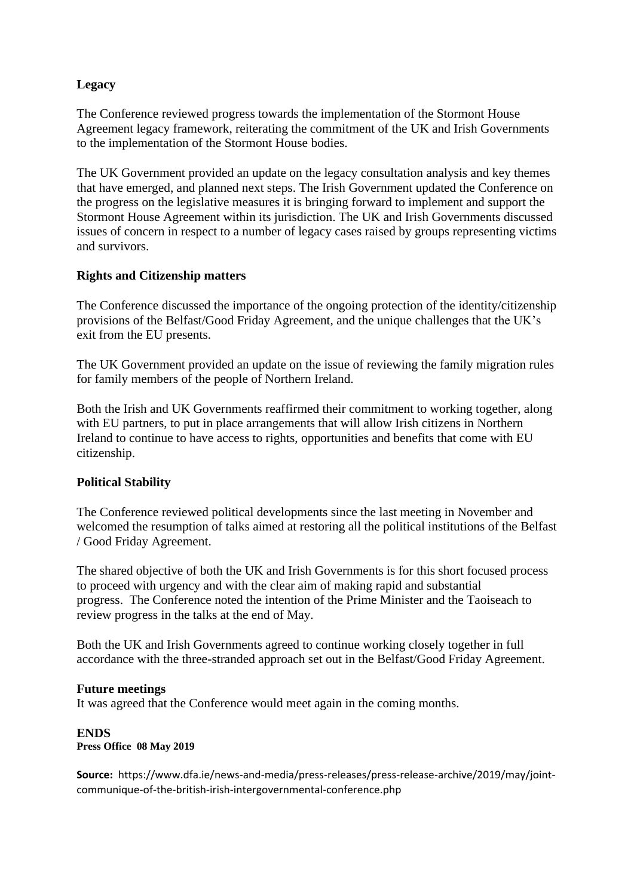**Legacy**

The Conference reviewed progress towards the implementation of the Stormont House Agreement legacy framework, reiterating the commitment of the UK and Irish Governments to the implementation of the Stormont House bodies.

The UK Government provided an update on the legacy consultation analysis and key themes that have emerged, and planned next steps. The Irish Government updated the Conference on the progress on the legislative measures it is bringing forward to implement and support the Stormont House Agreement within its jurisdiction. The UK and Irish Governments discussed issues of concern in respect to a number of legacy cases raised by groups representing victims and survivors.

**Rights and Citizenship matters**

The Conference discussed the importance of the ongoing protection of the identity/citizenship provisions of the Belfast/Good Friday Agreement, and the unique challenges that the UK's exit from the EU presents.

The UK Government provided an update on the issue of reviewing the family migration rules for family members of the people of Northern Ireland.

Both the Irish and UK Governments reaffirmed their commitment to working together, along with EU partners, to put in place arrangements that will allow Irish citizens in Northern Ireland to continue to have access to rights, opportunities and benefits that come with EU citizenship.

**Political Stability**

The Conference reviewed political developments since the last meeting in November and welcomed the resumption of talks aimed at restoring all the political institutions of the Belfast / Good Friday Agreement.

The shared objective of both the UK and Irish Governments is for this short focused process to proceed with urgency and with the clear aim of making rapid and substantial progress. The Conference noted the intention of the Prime Minister and the Taoiseach to review progress in the talks at the end of May.

Both the UK and Irish Governments agreed to continue working closely together in full accordance with the three-stranded approach set out in the Belfast/Good Friday Agreement.

**Future meetings**
It was agreed that the Conference would meet again in the coming months.

**ENDS**
**Press Office 08 May 2019**

**Source:** https://www.dfa.ie/news-and-media/press-releases/press-release-archive/2019/may/joint-communique-of-the-british-irish-intergovernmental-conference.php